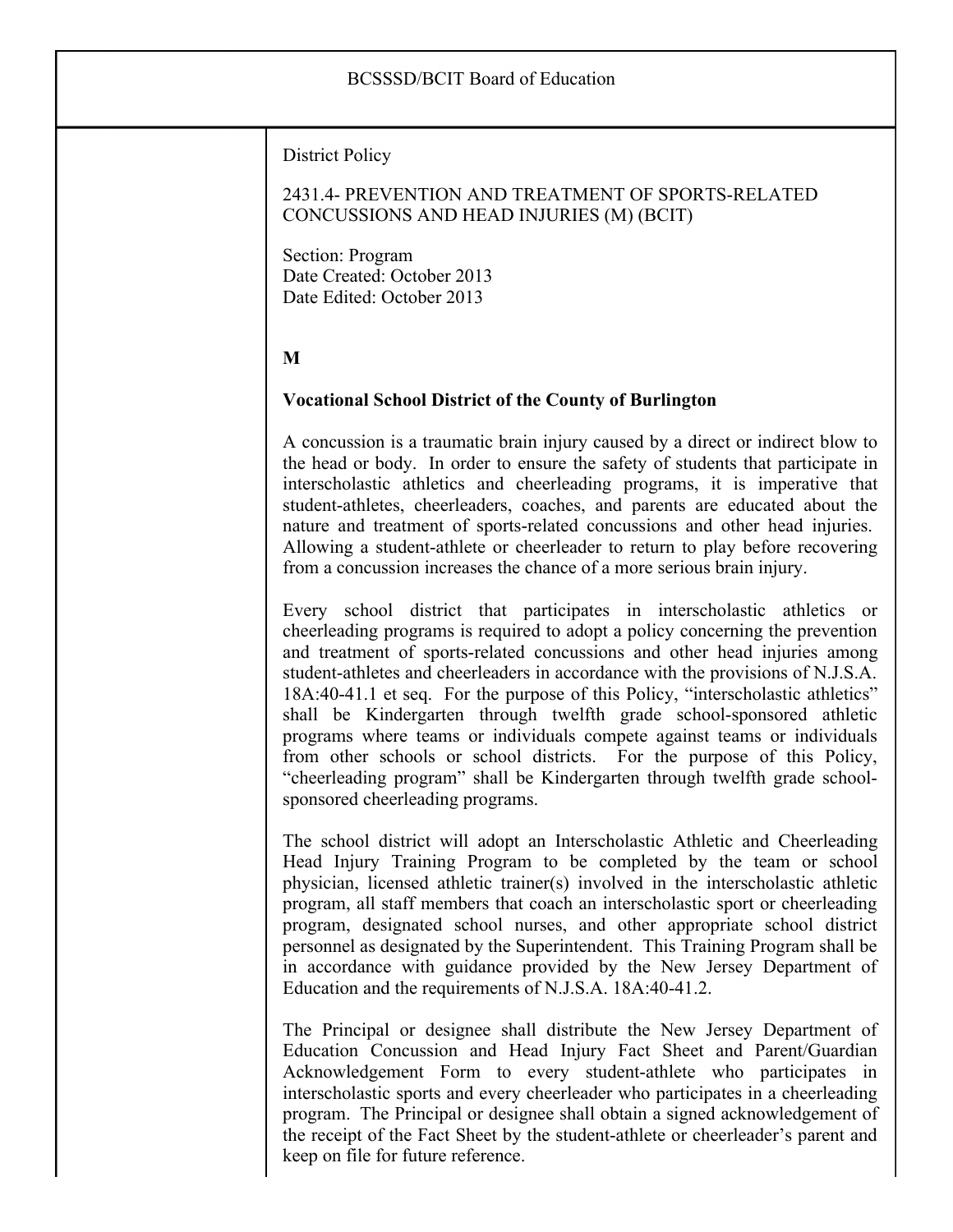BCSSSD/BCIT Board of Education

District Policy

2431.4- PREVENTION AND TREATMENT OF SPORTS-RELATED CONCUSSIONS AND HEAD INJURIES (M) (BCIT)

Section: Program
Date Created: October 2013
Date Edited: October 2013

**M**

**Vocational School District of the County of Burlington**

A concussion is a traumatic brain injury caused by a direct or indirect blow to the head or body. In order to ensure the safety of students that participate in interscholastic athletics and cheerleading programs, it is imperative that student-athletes, cheerleaders, coaches, and parents are educated about the nature and treatment of sports-related concussions and other head injuries. Allowing a student-athlete or cheerleader to return to play before recovering from a concussion increases the chance of a more serious brain injury.

Every school district that participates in interscholastic athletics or cheerleading programs is required to adopt a policy concerning the prevention and treatment of sports-related concussions and other head injuries among student-athletes and cheerleaders in accordance with the provisions of N.J.S.A. 18A:40-41.1 et seq. For the purpose of this Policy, "interscholastic athletics" shall be Kindergarten through twelfth grade school-sponsored athletic programs where teams or individuals compete against teams or individuals from other schools or school districts. For the purpose of this Policy, "cheerleading program" shall be Kindergarten through twelfth grade school-sponsored cheerleading programs.

The school district will adopt an Interscholastic Athletic and Cheerleading Head Injury Training Program to be completed by the team or school physician, licensed athletic trainer(s) involved in the interscholastic athletic program, all staff members that coach an interscholastic sport or cheerleading program, designated school nurses, and other appropriate school district personnel as designated by the Superintendent. This Training Program shall be in accordance with guidance provided by the New Jersey Department of Education and the requirements of N.J.S.A. 18A:40-41.2.

The Principal or designee shall distribute the New Jersey Department of Education Concussion and Head Injury Fact Sheet and Parent/Guardian Acknowledgement Form to every student-athlete who participates in interscholastic sports and every cheerleader who participates in a cheerleading program. The Principal or designee shall obtain a signed acknowledgement of the receipt of the Fact Sheet by the student-athlete or cheerleader's parent and keep on file for future reference.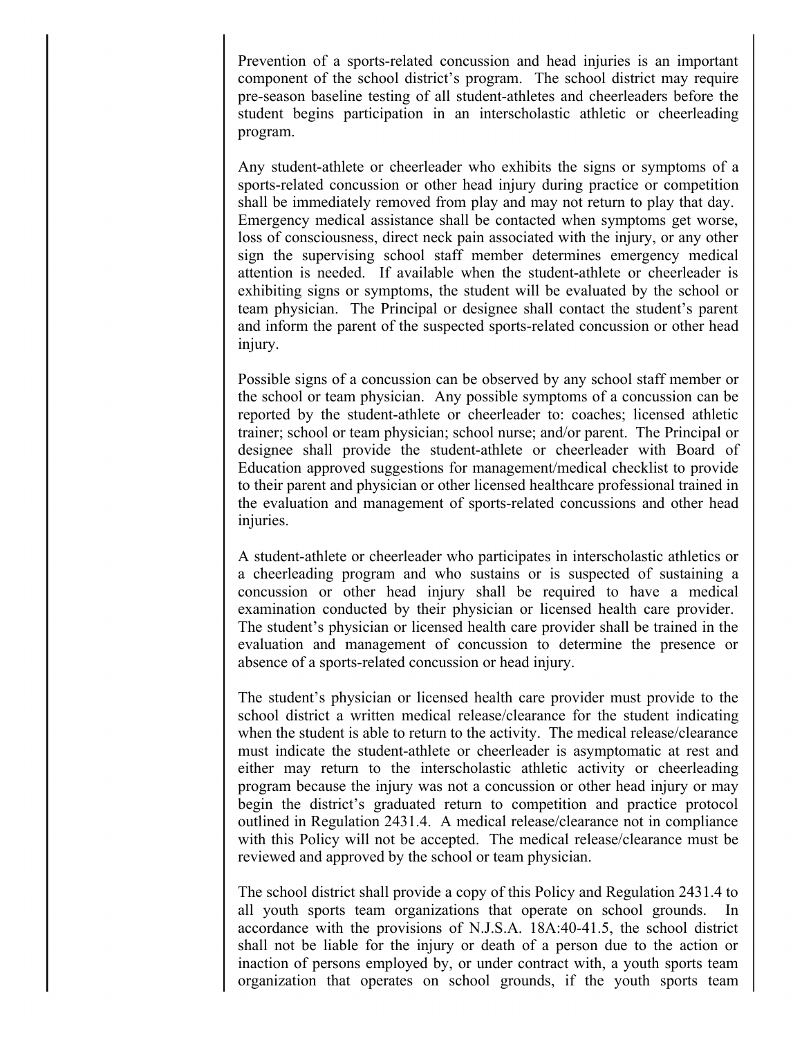Prevention of a sports-related concussion and head injuries is an important component of the school district's program. The school district may require pre-season baseline testing of all student-athletes and cheerleaders before the student begins participation in an interscholastic athletic or cheerleading program.

Any student-athlete or cheerleader who exhibits the signs or symptoms of a sports-related concussion or other head injury during practice or competition shall be immediately removed from play and may not return to play that day. Emergency medical assistance shall be contacted when symptoms get worse, loss of consciousness, direct neck pain associated with the injury, or any other sign the supervising school staff member determines emergency medical attention is needed. If available when the student-athlete or cheerleader is exhibiting signs or symptoms, the student will be evaluated by the school or team physician. The Principal or designee shall contact the student's parent and inform the parent of the suspected sports-related concussion or other head injury.

Possible signs of a concussion can be observed by any school staff member or the school or team physician. Any possible symptoms of a concussion can be reported by the student-athlete or cheerleader to: coaches; licensed athletic trainer; school or team physician; school nurse; and/or parent. The Principal or designee shall provide the student-athlete or cheerleader with Board of Education approved suggestions for management/medical checklist to provide to their parent and physician or other licensed healthcare professional trained in the evaluation and management of sports-related concussions and other head injuries.

A student-athlete or cheerleader who participates in interscholastic athletics or a cheerleading program and who sustains or is suspected of sustaining a concussion or other head injury shall be required to have a medical examination conducted by their physician or licensed health care provider. The student's physician or licensed health care provider shall be trained in the evaluation and management of concussion to determine the presence or absence of a sports-related concussion or head injury.

The student's physician or licensed health care provider must provide to the school district a written medical release/clearance for the student indicating when the student is able to return to the activity. The medical release/clearance must indicate the student-athlete or cheerleader is asymptomatic at rest and either may return to the interscholastic athletic activity or cheerleading program because the injury was not a concussion or other head injury or may begin the district's graduated return to competition and practice protocol outlined in Regulation 2431.4. A medical release/clearance not in compliance with this Policy will not be accepted. The medical release/clearance must be reviewed and approved by the school or team physician.

The school district shall provide a copy of this Policy and Regulation 2431.4 to all youth sports team organizations that operate on school grounds. In accordance with the provisions of N.J.S.A. 18A:40-41.5, the school district shall not be liable for the injury or death of a person due to the action or inaction of persons employed by, or under contract with, a youth sports team organization that operates on school grounds, if the youth sports team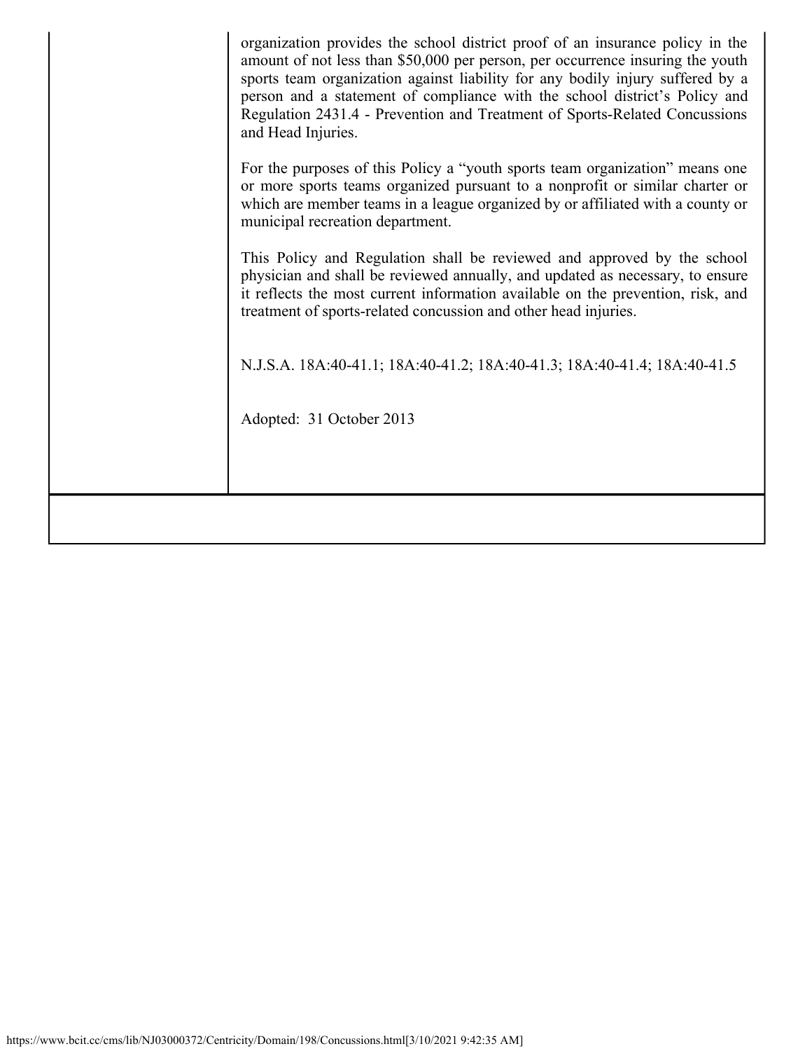organization provides the school district proof of an insurance policy in the amount of not less than $50,000 per person, per occurrence insuring the youth sports team organization against liability for any bodily injury suffered by a person and a statement of compliance with the school district's Policy and Regulation 2431.4 - Prevention and Treatment of Sports-Related Concussions and Head Injuries.

For the purposes of this Policy a "youth sports team organization" means one or more sports teams organized pursuant to a nonprofit or similar charter or which are member teams in a league organized by or affiliated with a county or municipal recreation department.

This Policy and Regulation shall be reviewed and approved by the school physician and shall be reviewed annually, and updated as necessary, to ensure it reflects the most current information available on the prevention, risk, and treatment of sports-related concussion and other head injuries.

N.J.S.A. 18A:40-41.1; 18A:40-41.2; 18A:40-41.3; 18A:40-41.4; 18A:40-41.5

Adopted: 31 October 2013